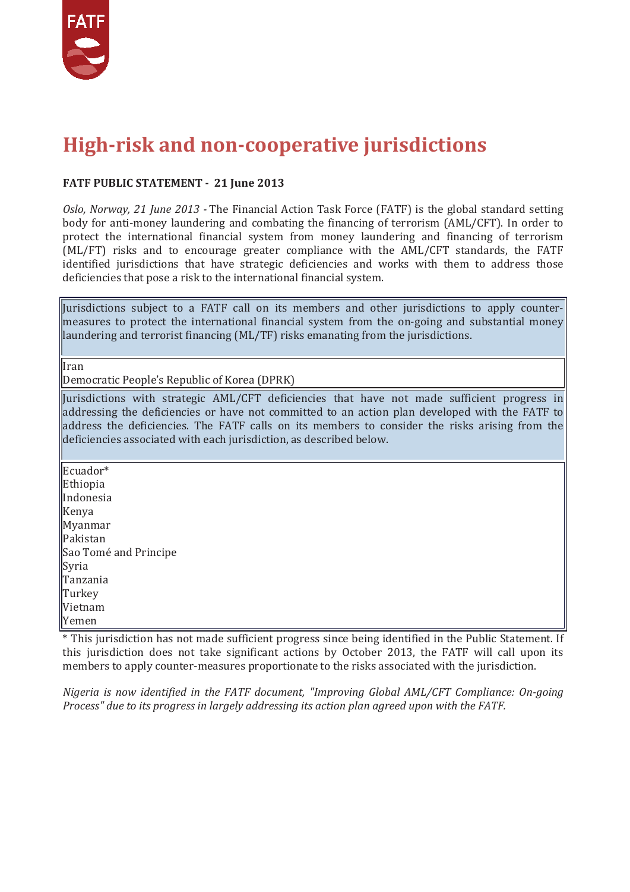# High-risk and non-cooperative jurisdictions

**FATF PUBLIC STATEMENT - 21 June 2013**

*Oslo, Norway, 21 June 2013* - The Financial Action Task Force (FATF) is the global standard setting body for anti-money laundering and combating the financing of terrorism (AML/CFT). In order to protect the international financial system from money laundering and financing of terrorism (ML/FT) risks and to encourage greater compliance with the AML/CFT standards, the FATF identified jurisdictions that have strategic deficiencies and works with them to address those deficiencies that pose a risk to the international financial system.

| Jurisdictions subject to a FATF call on its members and other jurisdictions to apply counter-measures to protect the international financial system from the on-going and substantial money laundering and terrorist financing (ML/TF) risks emanating from the jurisdictions. |
| --- |
| Iran<br>Democratic People's Republic of Korea (DPRK) |
| Jurisdictions with strategic AML/CFT deficiencies that have not made sufficient progress in addressing the deficiencies or have not committed to an action plan developed with the FATF to address the deficiencies. The FATF calls on its members to consider the risks arising from the deficiencies associated with each jurisdiction, as described below. |
| Ecuador*<br>Ethiopia<br>Indonesia<br>Kenya<br>Myanmar<br>Pakistan<br>Sao Tomé and Principe<br>Syria<br>Tanzania<br>Turkey<br>Vietnam<br>Yemen |

* This jurisdiction has not made sufficient progress since being identified in the Public Statement. If this jurisdiction does not take significant actions by October 2013, the FATF will call upon its members to apply counter-measures proportionate to the risks associated with the jurisdiction.

*Nigeria is now identified in the FATF document, "Improving Global AML/CFT Compliance: On-going Process" due to its progress in largely addressing its action plan agreed upon with the FATF.*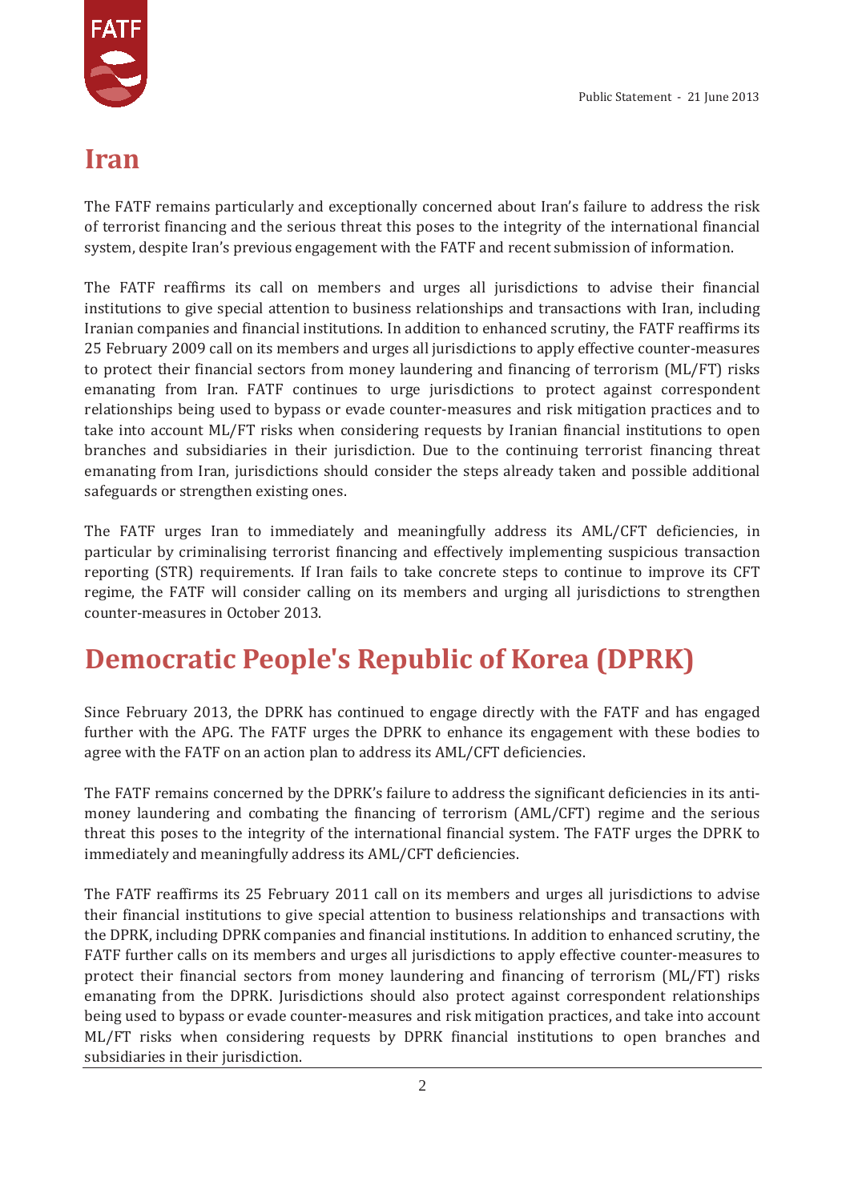# Iran

The FATF remains particularly and exceptionally concerned about Iran's failure to address the risk of terrorist financing and the serious threat this poses to the integrity of the international financial system, despite Iran's previous engagement with the FATF and recent submission of information.

The FATF reaffirms its call on members and urges all jurisdictions to advise their financial institutions to give special attention to business relationships and transactions with Iran, including Iranian companies and financial institutions. In addition to enhanced scrutiny, the FATF reaffirms its 25 February 2009 call on its members and urges all jurisdictions to apply effective counter-measures to protect their financial sectors from money laundering and financing of terrorism (ML/FT) risks emanating from Iran. FATF continues to urge jurisdictions to protect against correspondent relationships being used to bypass or evade counter-measures and risk mitigation practices and to take into account ML/FT risks when considering requests by Iranian financial institutions to open branches and subsidiaries in their jurisdiction. Due to the continuing terrorist financing threat emanating from Iran, jurisdictions should consider the steps already taken and possible additional safeguards or strengthen existing ones.

The FATF urges Iran to immediately and meaningfully address its AML/CFT deficiencies, in particular by criminalising terrorist financing and effectively implementing suspicious transaction reporting (STR) requirements. If Iran fails to take concrete steps to continue to improve its CFT regime, the FATF will consider calling on its members and urging all jurisdictions to strengthen counter-measures in October 2013.

# Democratic People's Republic of Korea (DPRK)

Since February 2013, the DPRK has continued to engage directly with the FATF and has engaged further with the APG. The FATF urges the DPRK to enhance its engagement with these bodies to agree with the FATF on an action plan to address its AML/CFT deficiencies.

The FATF remains concerned by the DPRK's failure to address the significant deficiencies in its anti-money laundering and combating the financing of terrorism (AML/CFT) regime and the serious threat this poses to the integrity of the international financial system. The FATF urges the DPRK to immediately and meaningfully address its AML/CFT deficiencies.

The FATF reaffirms its 25 February 2011 call on its members and urges all jurisdictions to advise their financial institutions to give special attention to business relationships and transactions with the DPRK, including DPRK companies and financial institutions. In addition to enhanced scrutiny, the FATF further calls on its members and urges all jurisdictions to apply effective counter-measures to protect their financial sectors from money laundering and financing of terrorism (ML/FT) risks emanating from the DPRK. Jurisdictions should also protect against correspondent relationships being used to bypass or evade counter-measures and risk mitigation practices, and take into account ML/FT risks when considering requests by DPRK financial institutions to open branches and subsidiaries in their jurisdiction.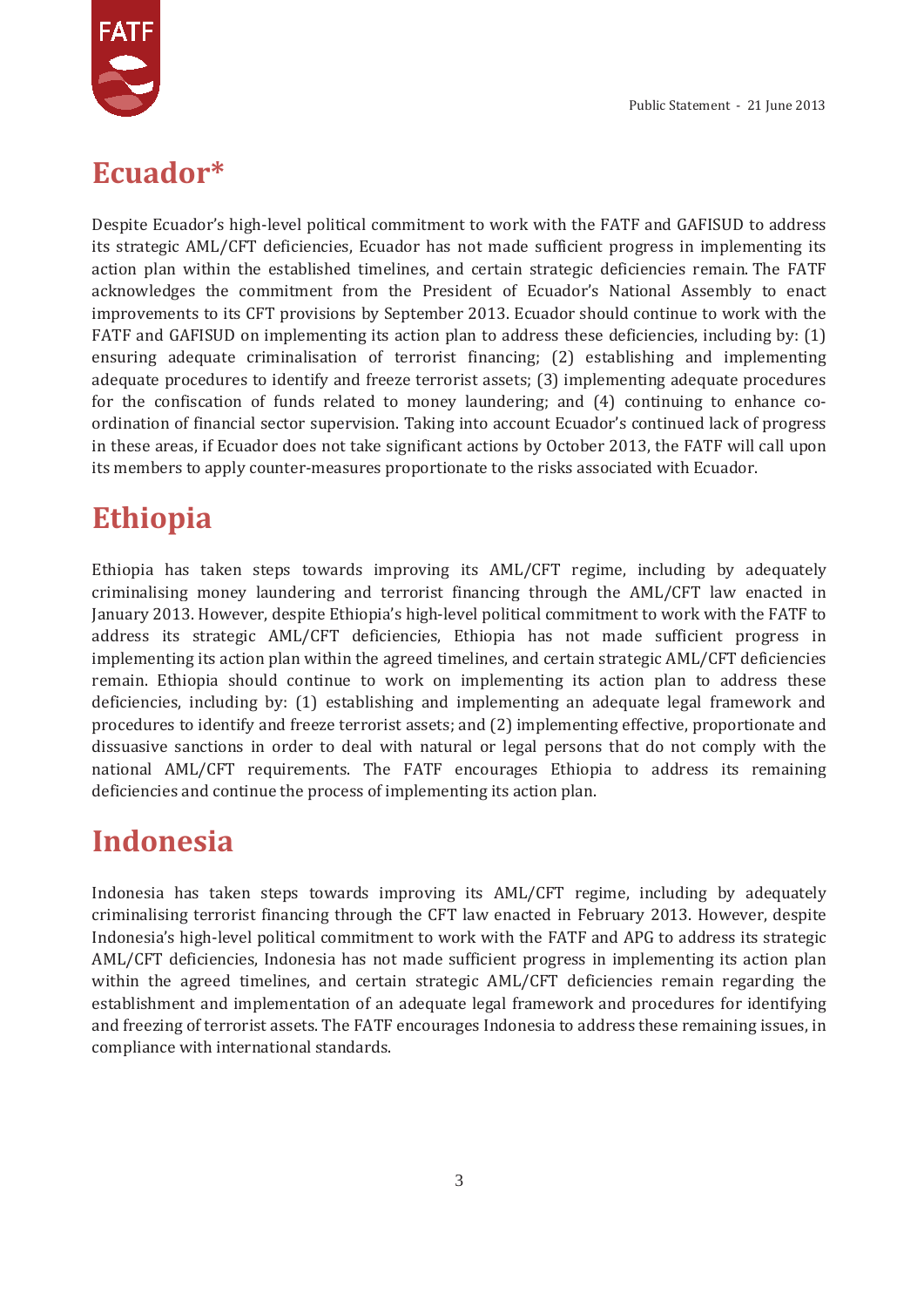## Ecuador*

Despite Ecuador's high-level political commitment to work with the FATF and GAFISUD to address its strategic AML/CFT deficiencies, Ecuador has not made sufficient progress in implementing its action plan within the established timelines, and certain strategic deficiencies remain. The FATF acknowledges the commitment from the President of Ecuador's National Assembly to enact improvements to its CFT provisions by September 2013. Ecuador should continue to work with the FATF and GAFISUD on implementing its action plan to address these deficiencies, including by: (1) ensuring adequate criminalisation of terrorist financing; (2) establishing and implementing adequate procedures to identify and freeze terrorist assets; (3) implementing adequate procedures for the confiscation of funds related to money laundering; and (4) continuing to enhance co-ordination of financial sector supervision. Taking into account Ecuador's continued lack of progress in these areas, if Ecuador does not take significant actions by October 2013, the FATF will call upon its members to apply counter-measures proportionate to the risks associated with Ecuador.

## Ethiopia

Ethiopia has taken steps towards improving its AML/CFT regime, including by adequately criminalising money laundering and terrorist financing through the AML/CFT law enacted in January 2013. However, despite Ethiopia's high-level political commitment to work with the FATF to address its strategic AML/CFT deficiencies, Ethiopia has not made sufficient progress in implementing its action plan within the agreed timelines, and certain strategic AML/CFT deficiencies remain. Ethiopia should continue to work on implementing its action plan to address these deficiencies, including by: (1) establishing and implementing an adequate legal framework and procedures to identify and freeze terrorist assets; and (2) implementing effective, proportionate and dissuasive sanctions in order to deal with natural or legal persons that do not comply with the national AML/CFT requirements. The FATF encourages Ethiopia to address its remaining deficiencies and continue the process of implementing its action plan.

## Indonesia

Indonesia has taken steps towards improving its AML/CFT regime, including by adequately criminalising terrorist financing through the CFT law enacted in February 2013. However, despite Indonesia's high-level political commitment to work with the FATF and APG to address its strategic AML/CFT deficiencies, Indonesia has not made sufficient progress in implementing its action plan within the agreed timelines, and certain strategic AML/CFT deficiencies remain regarding the establishment and implementation of an adequate legal framework and procedures for identifying and freezing of terrorist assets. The FATF encourages Indonesia to address these remaining issues, in compliance with international standards.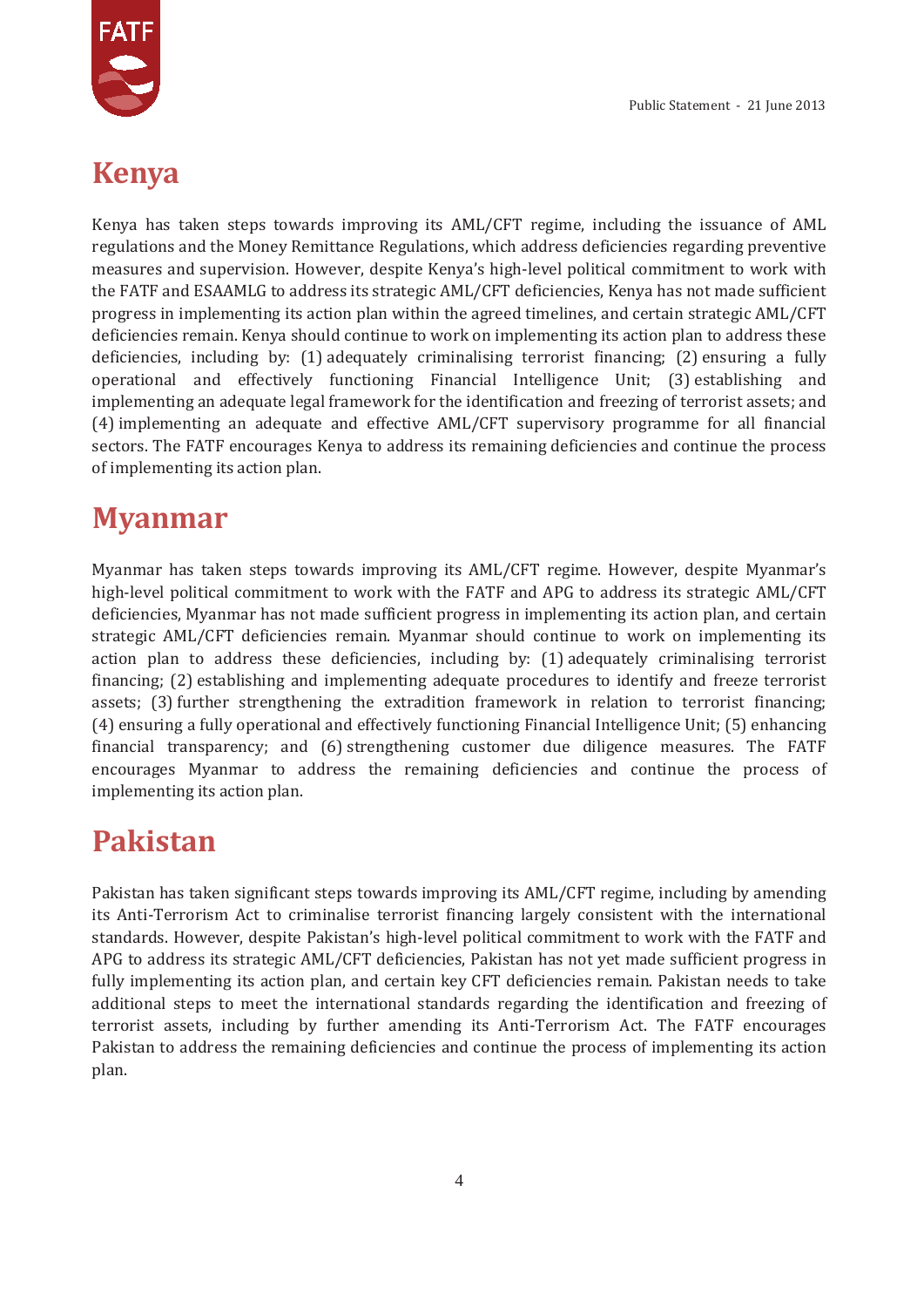## Kenya

Kenya has taken steps towards improving its AML/CFT regime, including the issuance of AML regulations and the Money Remittance Regulations, which address deficiencies regarding preventive measures and supervision. However, despite Kenya's high-level political commitment to work with the FATF and ESAAMLG to address its strategic AML/CFT deficiencies, Kenya has not made sufficient progress in implementing its action plan within the agreed timelines, and certain strategic AML/CFT deficiencies remain. Kenya should continue to work on implementing its action plan to address these deficiencies, including by: (1) adequately criminalising terrorist financing; (2) ensuring a fully operational and effectively functioning Financial Intelligence Unit; (3) establishing and implementing an adequate legal framework for the identification and freezing of terrorist assets; and (4) implementing an adequate and effective AML/CFT supervisory programme for all financial sectors. The FATF encourages Kenya to address its remaining deficiencies and continue the process of implementing its action plan.

## Myanmar

Myanmar has taken steps towards improving its AML/CFT regime. However, despite Myanmar's high-level political commitment to work with the FATF and APG to address its strategic AML/CFT deficiencies, Myanmar has not made sufficient progress in implementing its action plan, and certain strategic AML/CFT deficiencies remain. Myanmar should continue to work on implementing its action plan to address these deficiencies, including by: (1) adequately criminalising terrorist financing; (2) establishing and implementing adequate procedures to identify and freeze terrorist assets; (3) further strengthening the extradition framework in relation to terrorist financing; (4) ensuring a fully operational and effectively functioning Financial Intelligence Unit; (5) enhancing financial transparency; and (6) strengthening customer due diligence measures. The FATF encourages Myanmar to address the remaining deficiencies and continue the process of implementing its action plan.

## Pakistan

Pakistan has taken significant steps towards improving its AML/CFT regime, including by amending its Anti-Terrorism Act to criminalise terrorist financing largely consistent with the international standards. However, despite Pakistan's high-level political commitment to work with the FATF and APG to address its strategic AML/CFT deficiencies, Pakistan has not yet made sufficient progress in fully implementing its action plan, and certain key CFT deficiencies remain. Pakistan needs to take additional steps to meet the international standards regarding the identification and freezing of terrorist assets, including by further amending its Anti-Terrorism Act. The FATF encourages Pakistan to address the remaining deficiencies and continue the process of implementing its action plan.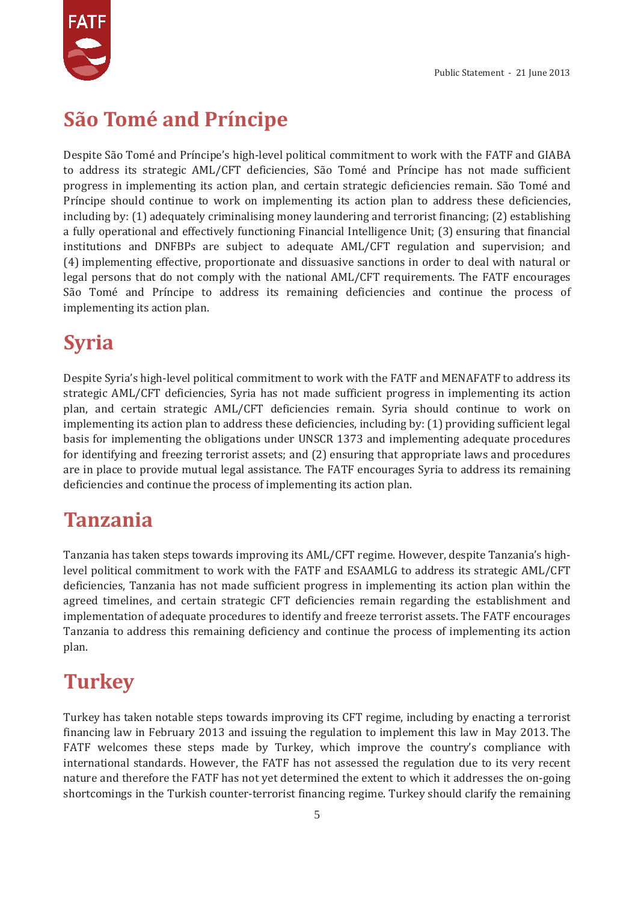## São Tomé and Príncipe

Despite São Tomé and Príncipe's high-level political commitment to work with the FATF and GIABA to address its strategic AML/CFT deficiencies, São Tomé and Príncipe has not made sufficient progress in implementing its action plan, and certain strategic deficiencies remain. São Tomé and Príncipe should continue to work on implementing its action plan to address these deficiencies, including by: (1) adequately criminalising money laundering and terrorist financing; (2) establishing a fully operational and effectively functioning Financial Intelligence Unit; (3) ensuring that financial institutions and DNFBPs are subject to adequate AML/CFT regulation and supervision; and (4) implementing effective, proportionate and dissuasive sanctions in order to deal with natural or legal persons that do not comply with the national AML/CFT requirements. The FATF encourages São Tomé and Príncipe to address its remaining deficiencies and continue the process of implementing its action plan.

## Syria

Despite Syria's high-level political commitment to work with the FATF and MENAFATF to address its strategic AML/CFT deficiencies, Syria has not made sufficient progress in implementing its action plan, and certain strategic AML/CFT deficiencies remain. Syria should continue to work on implementing its action plan to address these deficiencies, including by: (1) providing sufficient legal basis for implementing the obligations under UNSCR 1373 and implementing adequate procedures for identifying and freezing terrorist assets; and (2) ensuring that appropriate laws and procedures are in place to provide mutual legal assistance. The FATF encourages Syria to address its remaining deficiencies and continue the process of implementing its action plan.

## Tanzania

Tanzania has taken steps towards improving its AML/CFT regime. However, despite Tanzania's high-level political commitment to work with the FATF and ESAAMLG to address its strategic AML/CFT deficiencies, Tanzania has not made sufficient progress in implementing its action plan within the agreed timelines, and certain strategic CFT deficiencies remain regarding the establishment and implementation of adequate procedures to identify and freeze terrorist assets. The FATF encourages Tanzania to address this remaining deficiency and continue the process of implementing its action plan.

## Turkey

Turkey has taken notable steps towards improving its CFT regime, including by enacting a terrorist financing law in February 2013 and issuing the regulation to implement this law in May 2013. The FATF welcomes these steps made by Turkey, which improve the country's compliance with international standards. However, the FATF has not assessed the regulation due to its very recent nature and therefore the FATF has not yet determined the extent to which it addresses the on-going shortcomings in the Turkish counter-terrorist financing regime. Turkey should clarify the remaining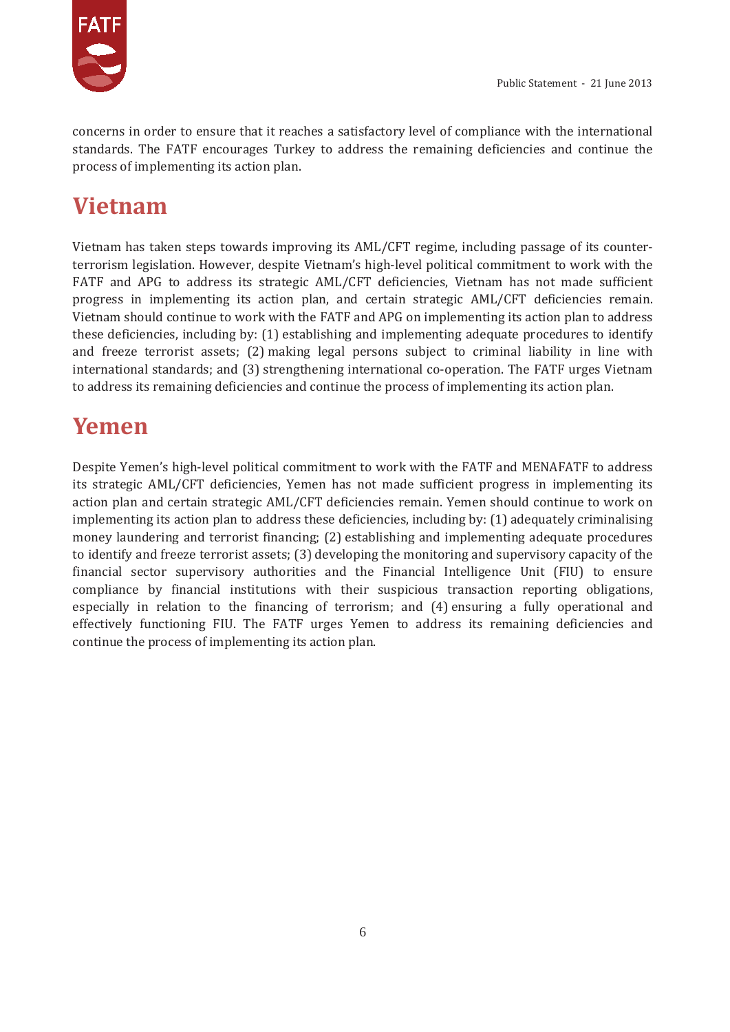concerns in order to ensure that it reaches a satisfactory level of compliance with the international standards. The FATF encourages Turkey to address the remaining deficiencies and continue the process of implementing its action plan.

## Vietnam

Vietnam has taken steps towards improving its AML/CFT regime, including passage of its counter-terrorism legislation. However, despite Vietnam's high-level political commitment to work with the FATF and APG to address its strategic AML/CFT deficiencies, Vietnam has not made sufficient progress in implementing its action plan, and certain strategic AML/CFT deficiencies remain. Vietnam should continue to work with the FATF and APG on implementing its action plan to address these deficiencies, including by: (1) establishing and implementing adequate procedures to identify and freeze terrorist assets; (2) making legal persons subject to criminal liability in line with international standards; and (3) strengthening international co-operation. The FATF urges Vietnam to address its remaining deficiencies and continue the process of implementing its action plan.

## Yemen

Despite Yemen's high-level political commitment to work with the FATF and MENAFATF to address its strategic AML/CFT deficiencies, Yemen has not made sufficient progress in implementing its action plan and certain strategic AML/CFT deficiencies remain. Yemen should continue to work on implementing its action plan to address these deficiencies, including by: (1) adequately criminalising money laundering and terrorist financing; (2) establishing and implementing adequate procedures to identify and freeze terrorist assets; (3) developing the monitoring and supervisory capacity of the financial sector supervisory authorities and the Financial Intelligence Unit (FIU) to ensure compliance by financial institutions with their suspicious transaction reporting obligations, especially in relation to the financing of terrorism; and (4) ensuring a fully operational and effectively functioning FIU. The FATF urges Yemen to address its remaining deficiencies and continue the process of implementing its action plan.